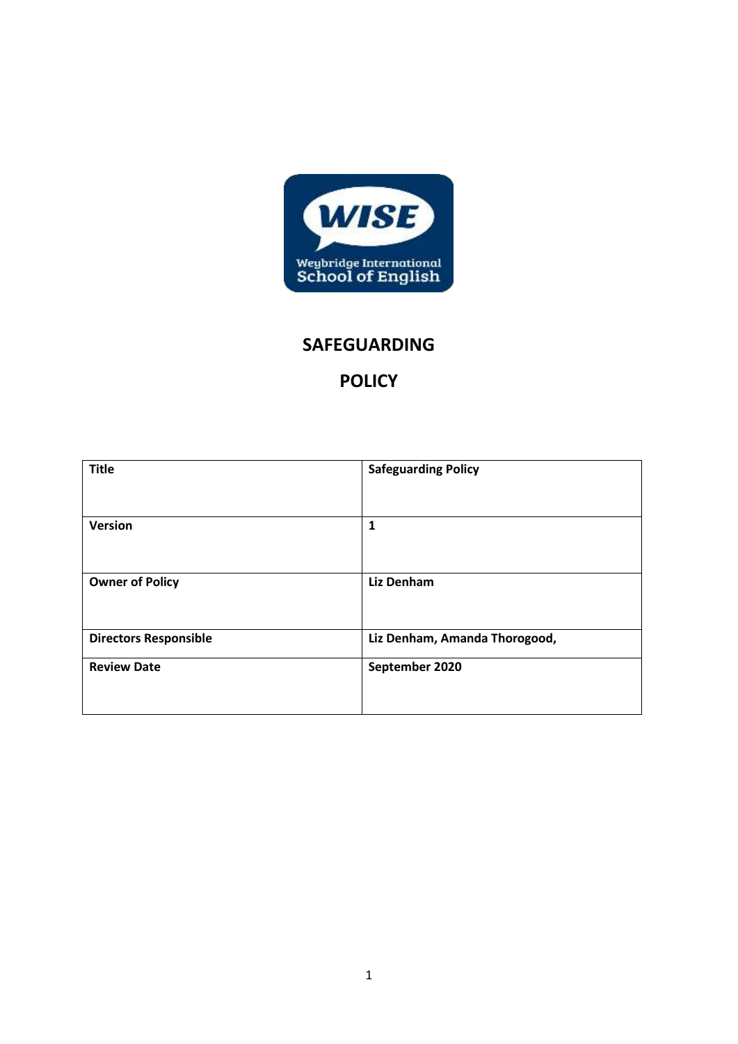# SAFEGUARDING

# POLICY

| Title | Safeguarding Policy |
|---|---|
| Version | 1 |
| Owner of Policy | Liz Denham |
| Directors Responsible | Liz Denham, Amanda Thorogood, |
| Review Date | September 2020 |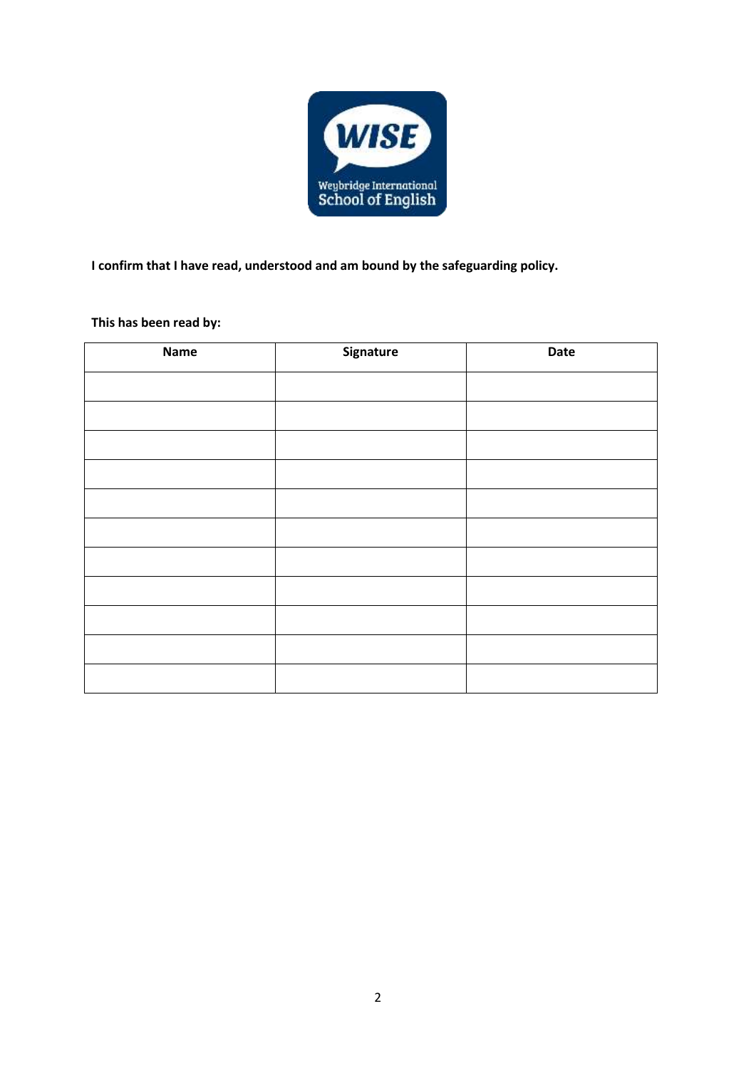WISE

Weybridge International School of English

**I confirm that I have read, understood and am bound by the safeguarding policy.**

**This has been read by:**

| Name | Signature | Date |
| --- | --- | --- |
| | | |
| | | |
| | | |
| | | |
| | | |
| | | |
| | | |
| | | |
| | | |
| | | |
| | | |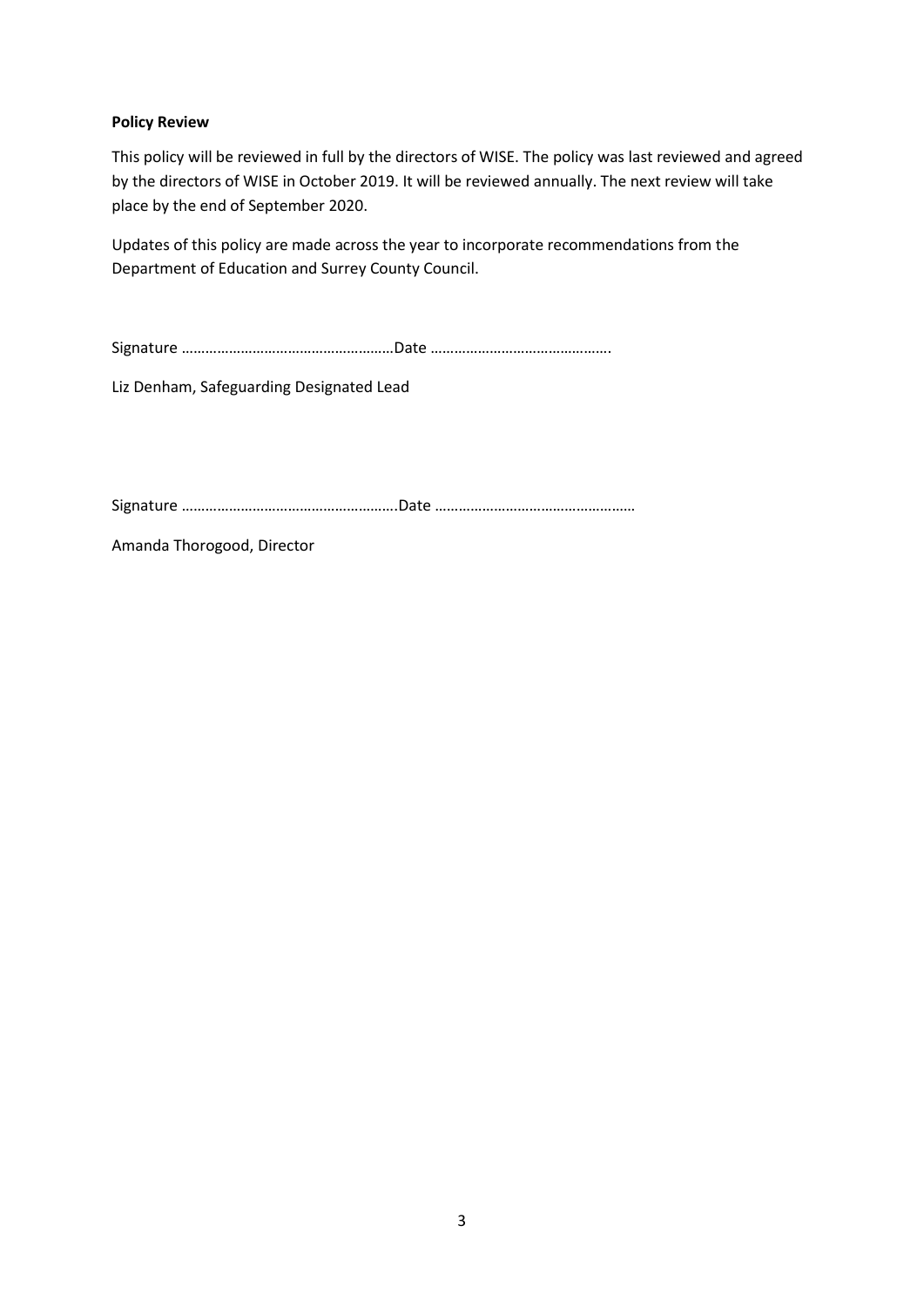**Policy Review**

This policy will be reviewed in full by the directors of WISE. The policy was last reviewed and agreed by the directors of WISE in October 2019. It will be reviewed annually. The next review will take place by the end of September 2020.

Updates of this policy are made across the year to incorporate recommendations from the Department of Education and Surrey County Council.

Signature ………………………………………………Date ……………………………………….

Liz Denham, Safeguarding Designated Lead

Signature ……………………………………………….Date ……………………………………………

Amanda Thorogood, Director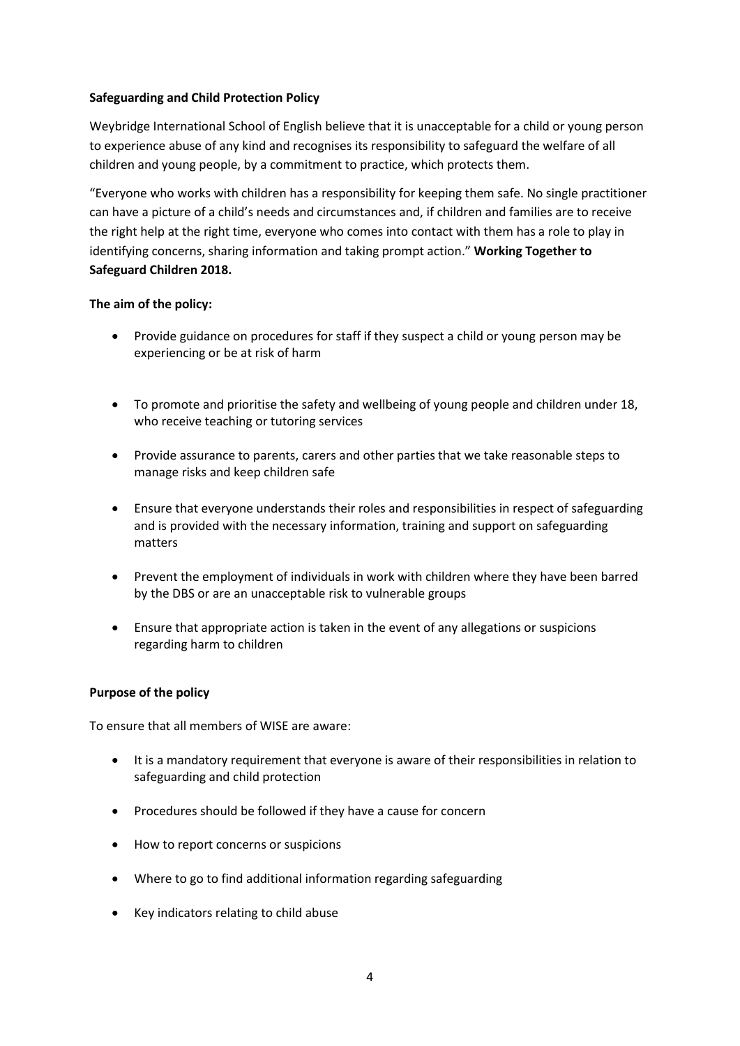**Safeguarding and Child Protection Policy**

Weybridge International School of English believe that it is unacceptable for a child or young person to experience abuse of any kind and recognises its responsibility to safeguard the welfare of all children and young people, by a commitment to practice, which protects them.

"Everyone who works with children has a responsibility for keeping them safe. No single practitioner can have a picture of a child's needs and circumstances and, if children and families are to receive the right help at the right time, everyone who comes into contact with them has a role to play in identifying concerns, sharing information and taking prompt action." **Working Together to Safeguard Children 2018.**

**The aim of the policy:**

- Provide guidance on procedures for staff if they suspect a child or young person may be experiencing or be at risk of harm
- To promote and prioritise the safety and wellbeing of young people and children under 18, who receive teaching or tutoring services
- Provide assurance to parents, carers and other parties that we take reasonable steps to manage risks and keep children safe
- Ensure that everyone understands their roles and responsibilities in respect of safeguarding and is provided with the necessary information, training and support on safeguarding matters
- Prevent the employment of individuals in work with children where they have been barred by the DBS or are an unacceptable risk to vulnerable groups
- Ensure that appropriate action is taken in the event of any allegations or suspicions regarding harm to children

**Purpose of the policy**

To ensure that all members of WISE are aware:

- It is a mandatory requirement that everyone is aware of their responsibilities in relation to safeguarding and child protection
- Procedures should be followed if they have a cause for concern
- How to report concerns or suspicions
- Where to go to find additional information regarding safeguarding
- Key indicators relating to child abuse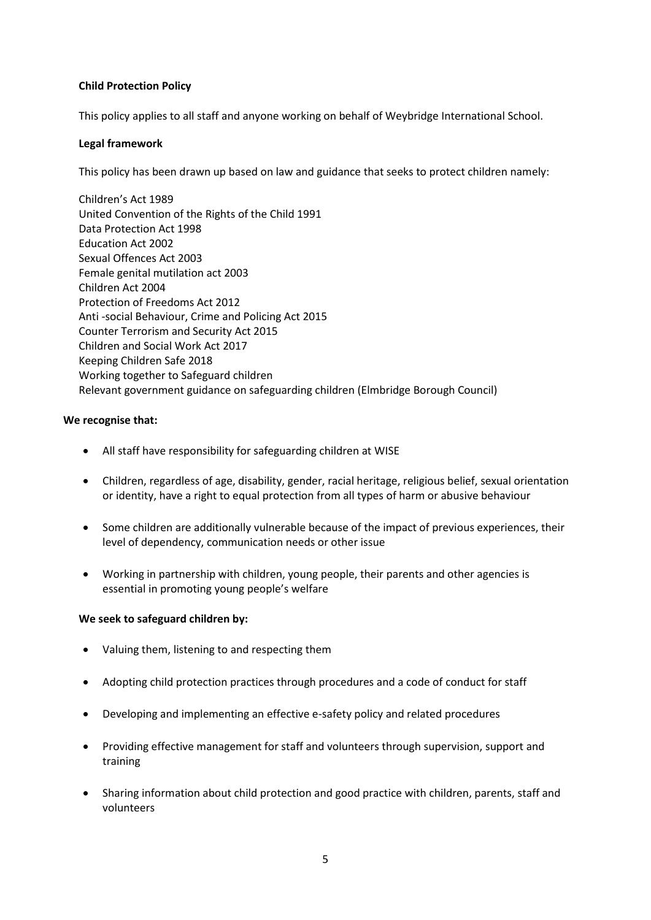**Child Protection Policy**

This policy applies to all staff and anyone working on behalf of Weybridge International School.

**Legal framework**

This policy has been drawn up based on law and guidance that seeks to protect children namely:

Children's Act 1989
United Convention of the Rights of the Child 1991
Data Protection Act 1998
Education Act 2002
Sexual Offences Act 2003
Female genital mutilation act 2003
Children Act 2004
Protection of Freedoms Act 2012
Anti -social Behaviour, Crime and Policing Act 2015
Counter Terrorism and Security Act 2015
Children and Social Work Act 2017
Keeping Children Safe 2018
Working together to Safeguard children
Relevant government guidance on safeguarding children (Elmbridge Borough Council)

**We recognise that:**

- All staff have responsibility for safeguarding children at WISE
- Children, regardless of age, disability, gender, racial heritage, religious belief, sexual orientation or identity, have a right to equal protection from all types of harm or abusive behaviour
- Some children are additionally vulnerable because of the impact of previous experiences, their level of dependency, communication needs or other issue
- Working in partnership with children, young people, their parents and other agencies is essential in promoting young people's welfare

**We seek to safeguard children by:**

- Valuing them, listening to and respecting them
- Adopting child protection practices through procedures and a code of conduct for staff
- Developing and implementing an effective e-safety policy and related procedures
- Providing effective management for staff and volunteers through supervision, support and training
- Sharing information about child protection and good practice with children, parents, staff and volunteers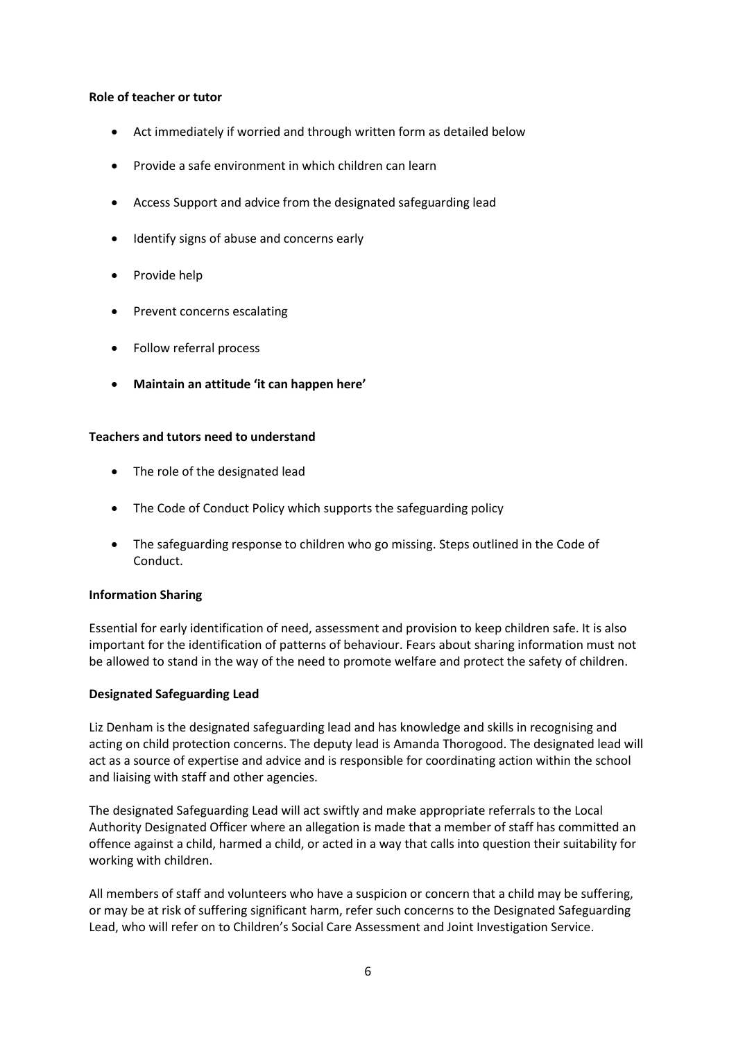**Role of teacher or tutor**

- Act immediately if worried and through written form as detailed below
- Provide a safe environment in which children can learn
- Access Support and advice from the designated safeguarding lead
- Identify signs of abuse and concerns early
- Provide help
- Prevent concerns escalating
- Follow referral process
- **Maintain an attitude 'it can happen here'**

**Teachers and tutors need to understand**

- The role of the designated lead
- The Code of Conduct Policy which supports the safeguarding policy
- The safeguarding response to children who go missing. Steps outlined in the Code of Conduct.

**Information Sharing**

Essential for early identification of need, assessment and provision to keep children safe. It is also important for the identification of patterns of behaviour. Fears about sharing information must not be allowed to stand in the way of the need to promote welfare and protect the safety of children.

**Designated Safeguarding Lead**

Liz Denham is the designated safeguarding lead and has knowledge and skills in recognising and acting on child protection concerns. The deputy lead is Amanda Thorogood. The designated lead will act as a source of expertise and advice and is responsible for coordinating action within the school and liaising with staff and other agencies.

The designated Safeguarding Lead will act swiftly and make appropriate referrals to the Local Authority Designated Officer where an allegation is made that a member of staff has committed an offence against a child, harmed a child, or acted in a way that calls into question their suitability for working with children.

All members of staff and volunteers who have a suspicion or concern that a child may be suffering, or may be at risk of suffering significant harm, refer such concerns to the Designated Safeguarding Lead, who will refer on to Children's Social Care Assessment and Joint Investigation Service.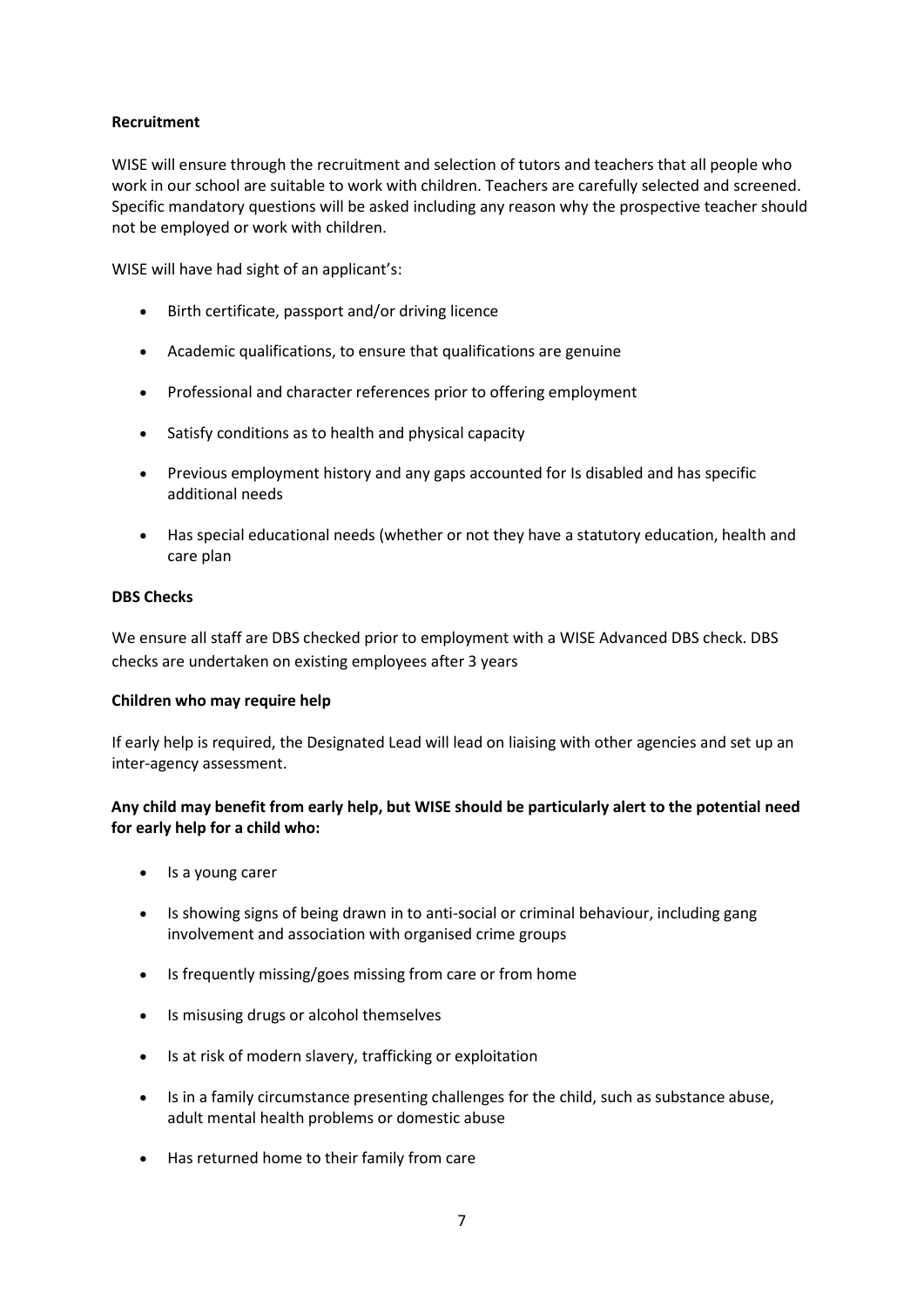**Recruitment**

WISE will ensure through the recruitment and selection of tutors and teachers that all people who work in our school are suitable to work with children. Teachers are carefully selected and screened. Specific mandatory questions will be asked including any reason why the prospective teacher should not be employed or work with children.

WISE will have had sight of an applicant's:

- Birth certificate, passport and/or driving licence
- Academic qualifications, to ensure that qualifications are genuine
- Professional and character references prior to offering employment
- Satisfy conditions as to health and physical capacity
- Previous employment history and any gaps accounted for Is disabled and has specific additional needs
- Has special educational needs (whether or not they have a statutory education, health and care plan

**DBS Checks**

We ensure all staff are DBS checked prior to employment with a WISE Advanced DBS check. DBS checks are undertaken on existing employees after 3 years

**Children who may require help**

If early help is required, the Designated Lead will lead on liaising with other agencies and set up an inter-agency assessment.

**Any child may benefit from early help, but WISE should be particularly alert to the potential need for early help for a child who:**

- Is a young carer
- Is showing signs of being drawn in to anti-social or criminal behaviour, including gang involvement and association with organised crime groups
- Is frequently missing/goes missing from care or from home
- Is misusing drugs or alcohol themselves
- Is at risk of modern slavery, trafficking or exploitation
- Is in a family circumstance presenting challenges for the child, such as substance abuse, adult mental health problems or domestic abuse
- Has returned home to their family from care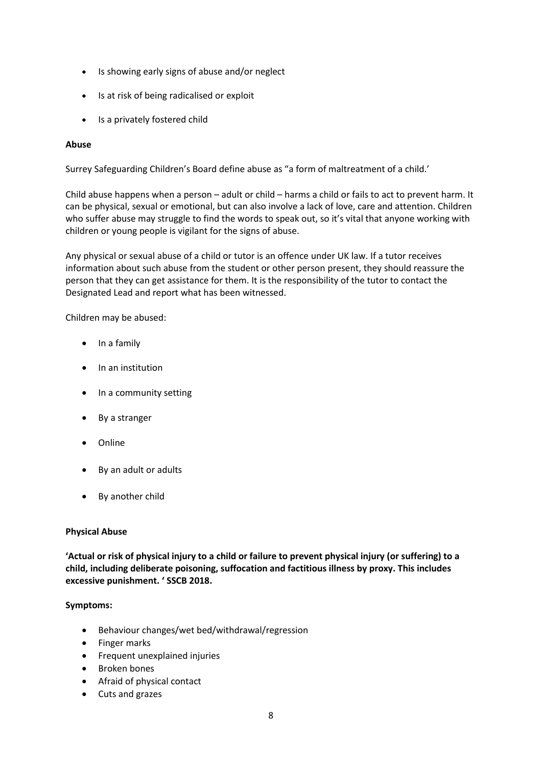- Is showing early signs of abuse and/or neglect
- Is at risk of being radicalised or exploit
- Is a privately fostered child

**Abuse**

Surrey Safeguarding Children's Board define abuse as "a form of maltreatment of a child.'

Child abuse happens when a person – adult or child – harms a child or fails to act to prevent harm. It can be physical, sexual or emotional, but can also involve a lack of love, care and attention. Children who suffer abuse may struggle to find the words to speak out, so it's vital that anyone working with children or young people is vigilant for the signs of abuse.

Any physical or sexual abuse of a child or tutor is an offence under UK law. If a tutor receives information about such abuse from the student or other person present, they should reassure the person that they can get assistance for them. It is the responsibility of the tutor to contact the Designated Lead and report what has been witnessed.

Children may be abused:

- In a family
- In an institution
- In a community setting
- By a stranger
- Online
- By an adult or adults
- By another child

**Physical Abuse**

**'Actual or risk of physical injury to a child or failure to prevent physical injury (or suffering) to a child, including deliberate poisoning, suffocation and factitious illness by proxy. This includes excessive punishment. ' SSCB 2018.**

**Symptoms:**

- Behaviour changes/wet bed/withdrawal/regression
- Finger marks
- Frequent unexplained injuries
- Broken bones
- Afraid of physical contact
- Cuts and grazes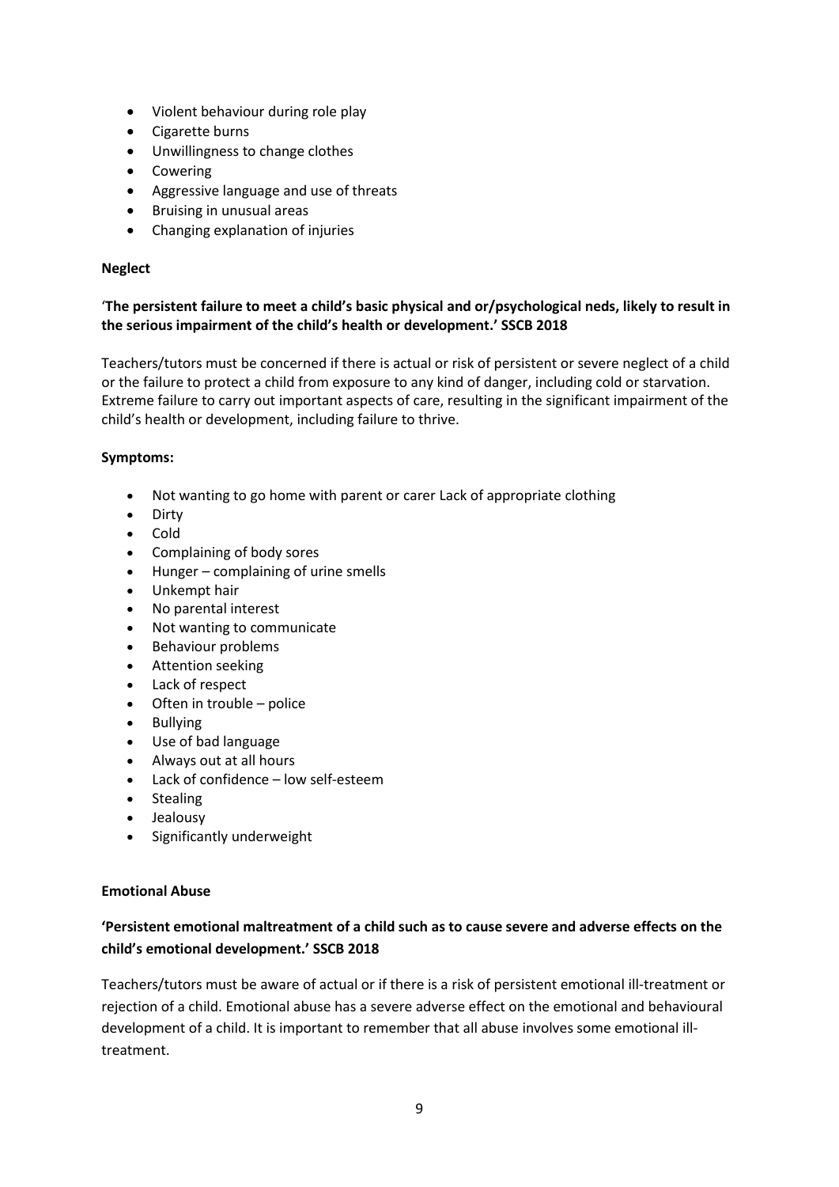- Violent behaviour during role play
- Cigarette burns
- Unwillingness to change clothes
- Cowering
- Aggressive language and use of threats
- Bruising in unusual areas
- Changing explanation of injuries

**Neglect**

'**The persistent failure to meet a child's basic physical and or/psychological neds, likely to result in the serious impairment of the child's health or development.' SSCB 2018**

Teachers/tutors must be concerned if there is actual or risk of persistent or severe neglect of a child or the failure to protect a child from exposure to any kind of danger, including cold or starvation. Extreme failure to carry out important aspects of care, resulting in the significant impairment of the child's health or development, including failure to thrive.

**Symptoms:**

- Not wanting to go home with parent or carer Lack of appropriate clothing
- Dirty
- Cold
- Complaining of body sores
- Hunger – complaining of urine smells
- Unkempt hair
- No parental interest
- Not wanting to communicate
- Behaviour problems
- Attention seeking
- Lack of respect
- Often in trouble – police
- Bullying
- Use of bad language
- Always out at all hours
- Lack of confidence – low self-esteem
- Stealing
- Jealousy
- Significantly underweight

**Emotional Abuse**

**'Persistent emotional maltreatment of a child such as to cause severe and adverse effects on the child's emotional development.' SSCB 2018**

Teachers/tutors must be aware of actual or if there is a risk of persistent emotional ill-treatment or rejection of a child. Emotional abuse has a severe adverse effect on the emotional and behavioural development of a child. It is important to remember that all abuse involves some emotional ill-treatment.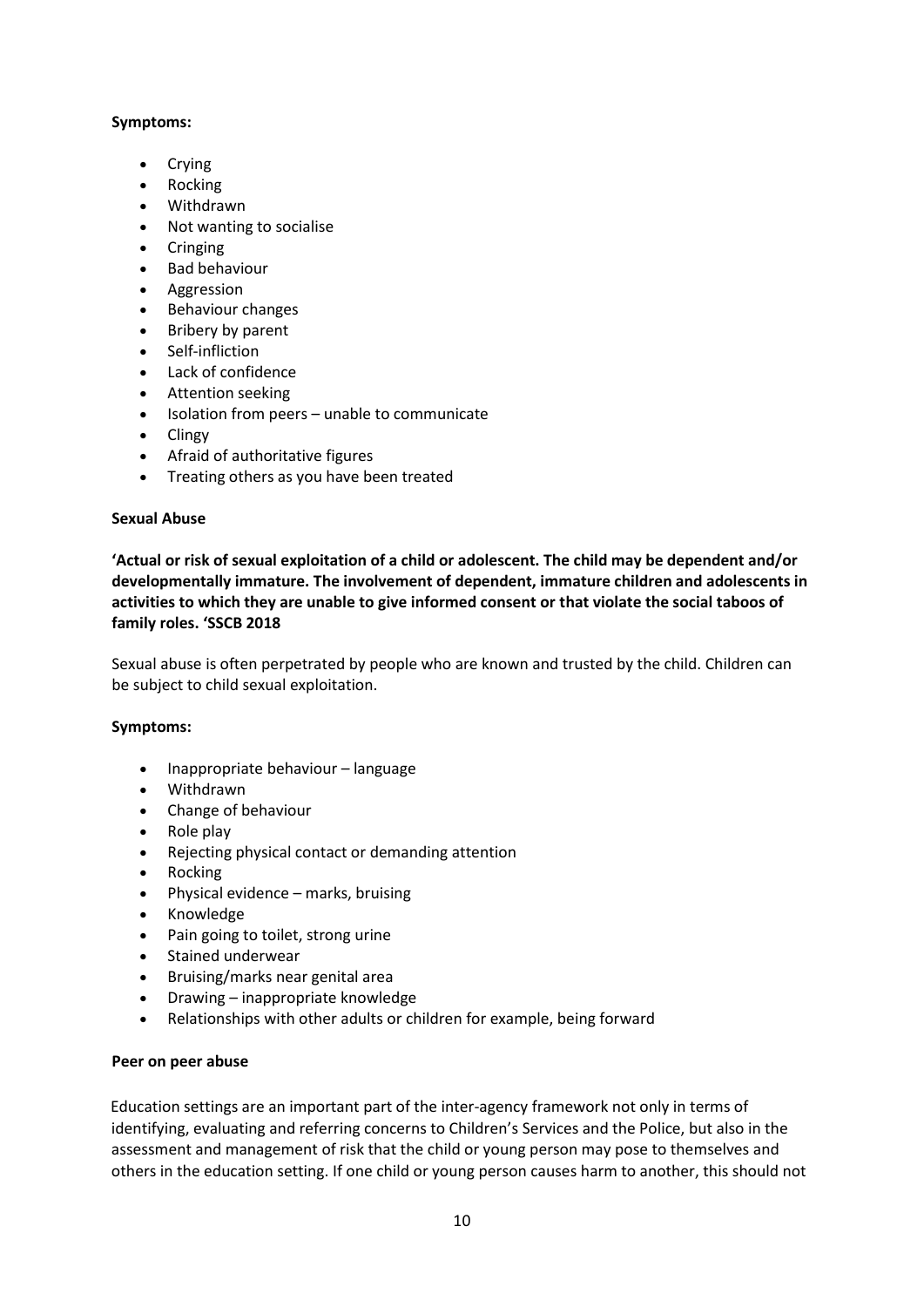**Symptoms:**

- Crying
- Rocking
- Withdrawn
- Not wanting to socialise
- Cringing
- Bad behaviour
- Aggression
- Behaviour changes
- Bribery by parent
- Self-infliction
- Lack of confidence
- Attention seeking
- Isolation from peers – unable to communicate
- Clingy
- Afraid of authoritative figures
- Treating others as you have been treated

**Sexual Abuse**

**'Actual or risk of sexual exploitation of a child or adolescent. The child may be dependent and/or developmentally immature. The involvement of dependent, immature children and adolescents in activities to which they are unable to give informed consent or that violate the social taboos of family roles. 'SSCB 2018**

Sexual abuse is often perpetrated by people who are known and trusted by the child. Children can be subject to child sexual exploitation.

**Symptoms:**

- Inappropriate behaviour – language
- Withdrawn
- Change of behaviour
- Role play
- Rejecting physical contact or demanding attention
- Rocking
- Physical evidence – marks, bruising
- Knowledge
- Pain going to toilet, strong urine
- Stained underwear
- Bruising/marks near genital area
- Drawing – inappropriate knowledge
- Relationships with other adults or children for example, being forward

**Peer on peer abuse**

Education settings are an important part of the inter-agency framework not only in terms of identifying, evaluating and referring concerns to Children's Services and the Police, but also in the assessment and management of risk that the child or young person may pose to themselves and others in the education setting. If one child or young person causes harm to another, this should not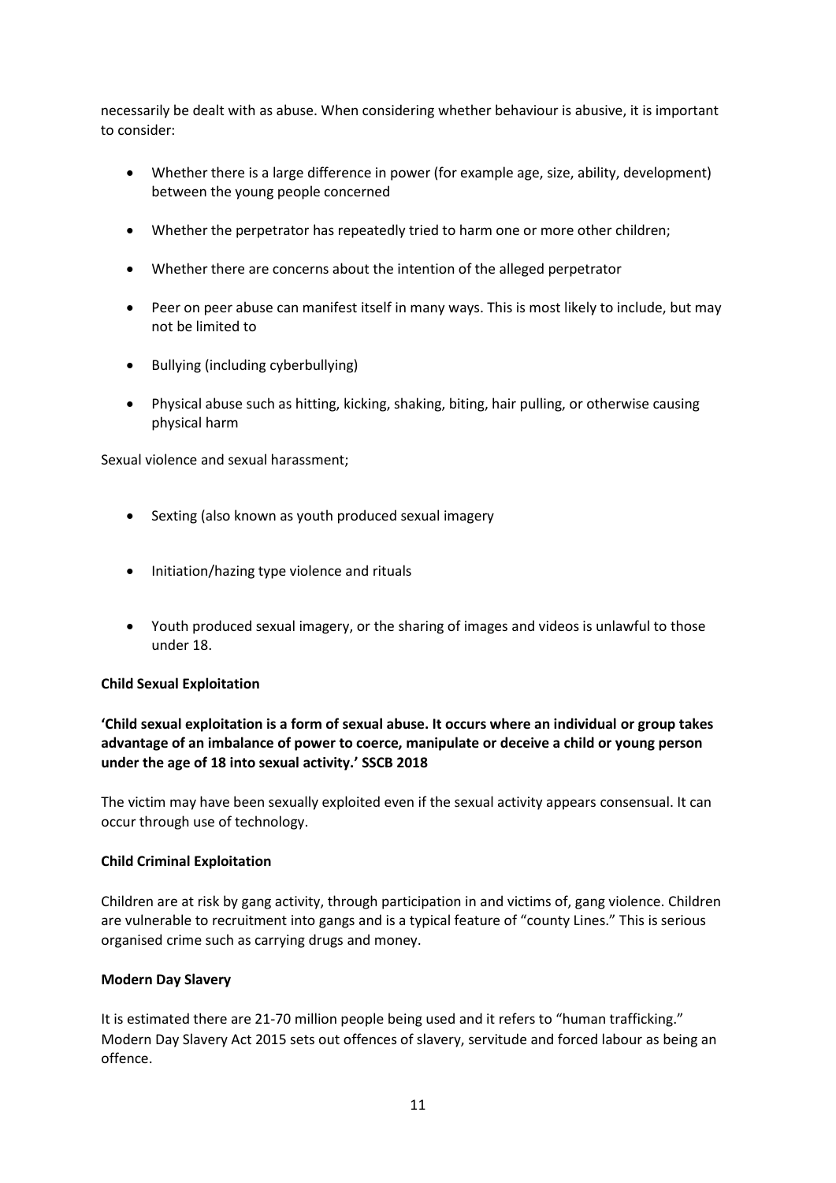necessarily be dealt with as abuse. When considering whether behaviour is abusive, it is important to consider:

- Whether there is a large difference in power (for example age, size, ability, development) between the young people concerned
- Whether the perpetrator has repeatedly tried to harm one or more other children;
- Whether there are concerns about the intention of the alleged perpetrator
- Peer on peer abuse can manifest itself in many ways. This is most likely to include, but may not be limited to
- Bullying (including cyberbullying)
- Physical abuse such as hitting, kicking, shaking, biting, hair pulling, or otherwise causing physical harm

Sexual violence and sexual harassment;

- Sexting (also known as youth produced sexual imagery
- Initiation/hazing type violence and rituals
- Youth produced sexual imagery, or the sharing of images and videos is unlawful to those under 18.

**Child Sexual Exploitation**

**'Child sexual exploitation is a form of sexual abuse. It occurs where an individual or group takes advantage of an imbalance of power to coerce, manipulate or deceive a child or young person under the age of 18 into sexual activity.' SSCB 2018**

The victim may have been sexually exploited even if the sexual activity appears consensual. It can occur through use of technology.

**Child Criminal Exploitation**

Children are at risk by gang activity, through participation in and victims of, gang violence. Children are vulnerable to recruitment into gangs and is a typical feature of "county Lines." This is serious organised crime such as carrying drugs and money.

**Modern Day Slavery**

It is estimated there are 21-70 million people being used and it refers to "human trafficking." Modern Day Slavery Act 2015 sets out offences of slavery, servitude and forced labour as being an offence.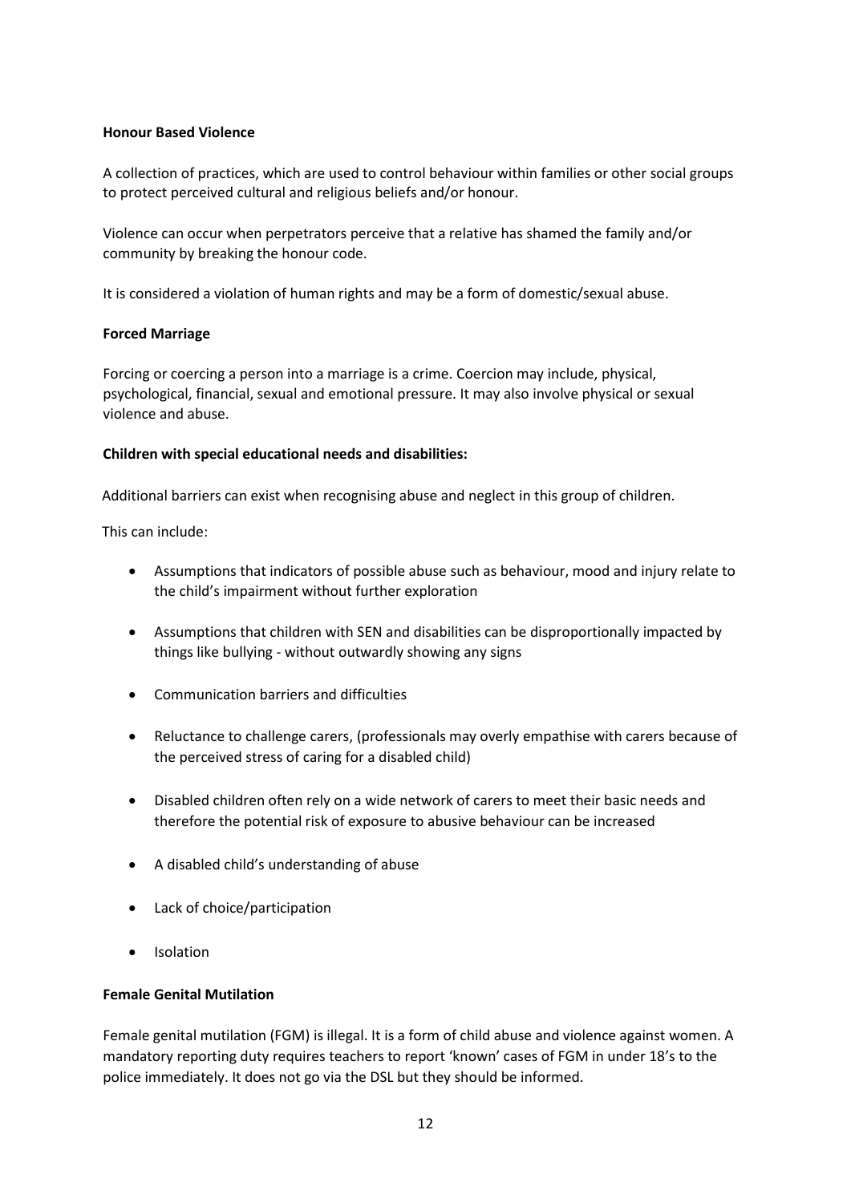**Honour Based Violence**

A collection of practices, which are used to control behaviour within families or other social groups to protect perceived cultural and religious beliefs and/or honour.

Violence can occur when perpetrators perceive that a relative has shamed the family and/or community by breaking the honour code.

It is considered a violation of human rights and may be a form of domestic/sexual abuse.

**Forced Marriage**

Forcing or coercing a person into a marriage is a crime. Coercion may include, physical, psychological, financial, sexual and emotional pressure. It may also involve physical or sexual violence and abuse.

**Children with special educational needs and disabilities:**

Additional barriers can exist when recognising abuse and neglect in this group of children.

This can include:

- Assumptions that indicators of possible abuse such as behaviour, mood and injury relate to the child's impairment without further exploration
- Assumptions that children with SEN and disabilities can be disproportionally impacted by things like bullying - without outwardly showing any signs
- Communication barriers and difficulties
- Reluctance to challenge carers, (professionals may overly empathise with carers because of the perceived stress of caring for a disabled child)
- Disabled children often rely on a wide network of carers to meet their basic needs and therefore the potential risk of exposure to abusive behaviour can be increased
- A disabled child's understanding of abuse
- Lack of choice/participation
- Isolation

**Female Genital Mutilation**

Female genital mutilation (FGM) is illegal. It is a form of child abuse and violence against women. A mandatory reporting duty requires teachers to report 'known' cases of FGM in under 18's to the police immediately. It does not go via the DSL but they should be informed.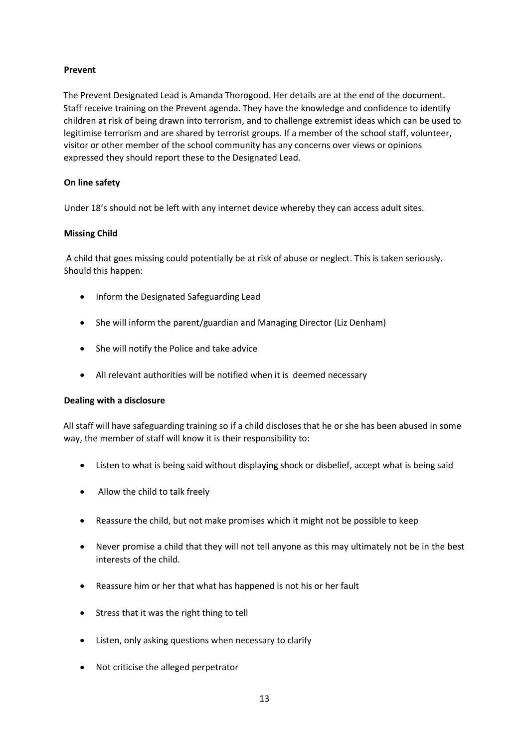**Prevent**

The Prevent Designated Lead is Amanda Thorogood. Her details are at the end of the document. Staff receive training on the Prevent agenda. They have the knowledge and confidence to identify children at risk of being drawn into terrorism, and to challenge extremist ideas which can be used to legitimise terrorism and are shared by terrorist groups. If a member of the school staff, volunteer, visitor or other member of the school community has any concerns over views or opinions expressed they should report these to the Designated Lead.

**On line safety**

Under 18's should not be left with any internet device whereby they can access adult sites.

**Missing Child**

A child that goes missing could potentially be at risk of abuse or neglect. This is taken seriously. Should this happen:

- Inform the Designated Safeguarding Lead
- She will inform the parent/guardian and Managing Director (Liz Denham)
- She will notify the Police and take advice
- All relevant authorities will be notified when it is deemed necessary

**Dealing with a disclosure**

All staff will have safeguarding training so if a child discloses that he or she has been abused in some way, the member of staff will know it is their responsibility to:

- Listen to what is being said without displaying shock or disbelief, accept what is being said
- Allow the child to talk freely
- Reassure the child, but not make promises which it might not be possible to keep
- Never promise a child that they will not tell anyone as this may ultimately not be in the best interests of the child.
- Reassure him or her that what has happened is not his or her fault
- Stress that it was the right thing to tell
- Listen, only asking questions when necessary to clarify
- Not criticise the alleged perpetrator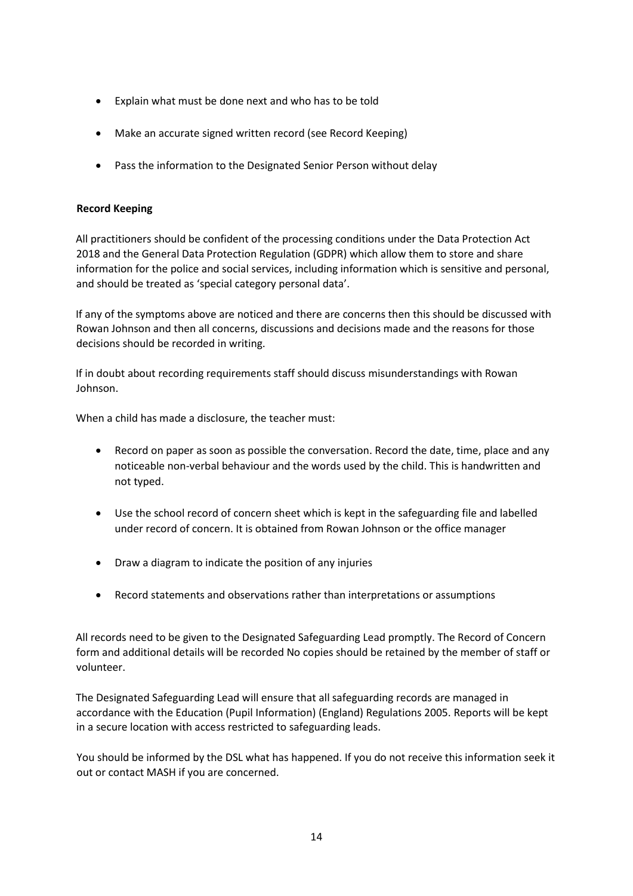- Explain what must be done next and who has to be told
- Make an accurate signed written record (see Record Keeping)
- Pass the information to the Designated Senior Person without delay

**Record Keeping**

All practitioners should be confident of the processing conditions under the Data Protection Act 2018 and the General Data Protection Regulation (GDPR) which allow them to store and share information for the police and social services, including information which is sensitive and personal, and should be treated as 'special category personal data'.

If any of the symptoms above are noticed and there are concerns then this should be discussed with Rowan Johnson and then all concerns, discussions and decisions made and the reasons for those decisions should be recorded in writing.

If in doubt about recording requirements staff should discuss misunderstandings with Rowan Johnson.

When a child has made a disclosure, the teacher must:

- Record on paper as soon as possible the conversation. Record the date, time, place and any noticeable non-verbal behaviour and the words used by the child. This is handwritten and not typed.
- Use the school record of concern sheet which is kept in the safeguarding file and labelled under record of concern. It is obtained from Rowan Johnson or the office manager
- Draw a diagram to indicate the position of any injuries
- Record statements and observations rather than interpretations or assumptions

All records need to be given to the Designated Safeguarding Lead promptly. The Record of Concern form and additional details will be recorded No copies should be retained by the member of staff or volunteer.

The Designated Safeguarding Lead will ensure that all safeguarding records are managed in accordance with the Education (Pupil Information) (England) Regulations 2005. Reports will be kept in a secure location with access restricted to safeguarding leads.

You should be informed by the DSL what has happened. If you do not receive this information seek it out or contact MASH if you are concerned.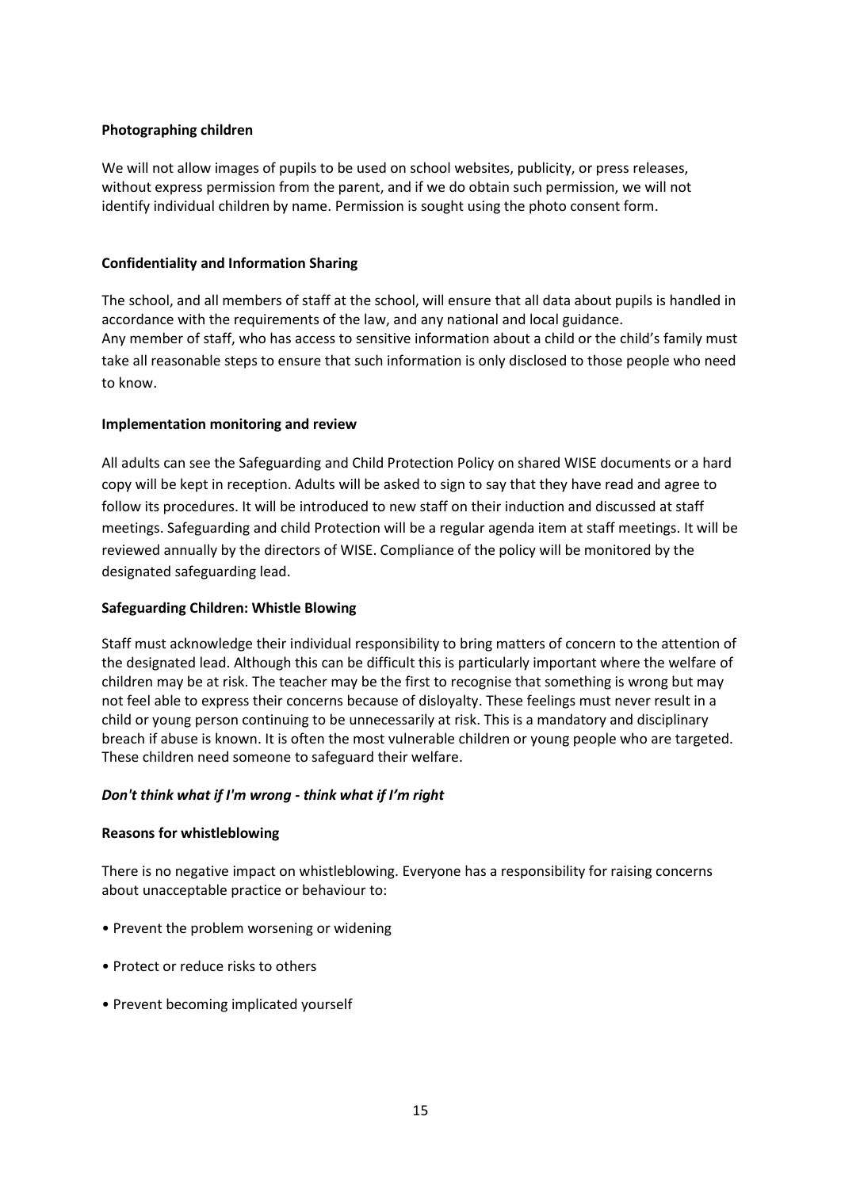**Photographing children**

We will not allow images of pupils to be used on school websites, publicity, or press releases, without express permission from the parent, and if we do obtain such permission, we will not identify individual children by name. Permission is sought using the photo consent form.

**Confidentiality and Information Sharing**

The school, and all members of staff at the school, will ensure that all data about pupils is handled in accordance with the requirements of the law, and any national and local guidance.
Any member of staff, who has access to sensitive information about a child or the child's family must take all reasonable steps to ensure that such information is only disclosed to those people who need to know.

**Implementation monitoring and review**

All adults can see the Safeguarding and Child Protection Policy on shared WISE documents or a hard copy will be kept in reception. Adults will be asked to sign to say that they have read and agree to follow its procedures. It will be introduced to new staff on their induction and discussed at staff meetings. Safeguarding and child Protection will be a regular agenda item at staff meetings. It will be reviewed annually by the directors of WISE. Compliance of the policy will be monitored by the designated safeguarding lead.

**Safeguarding Children: Whistle Blowing**

Staff must acknowledge their individual responsibility to bring matters of concern to the attention of the designated lead. Although this can be difficult this is particularly important where the welfare of children may be at risk. The teacher may be the first to recognise that something is wrong but may not feel able to express their concerns because of disloyalty. These feelings must never result in a child or young person continuing to be unnecessarily at risk. This is a mandatory and disciplinary breach if abuse is known. It is often the most vulnerable children or young people who are targeted. These children need someone to safeguard their welfare.

***Don't think what if I'm wrong - think what if I'm right***

**Reasons for whistleblowing**

There is no negative impact on whistleblowing. Everyone has a responsibility for raising concerns about unacceptable practice or behaviour to:

- Prevent the problem worsening or widening
- Protect or reduce risks to others
- Prevent becoming implicated yourself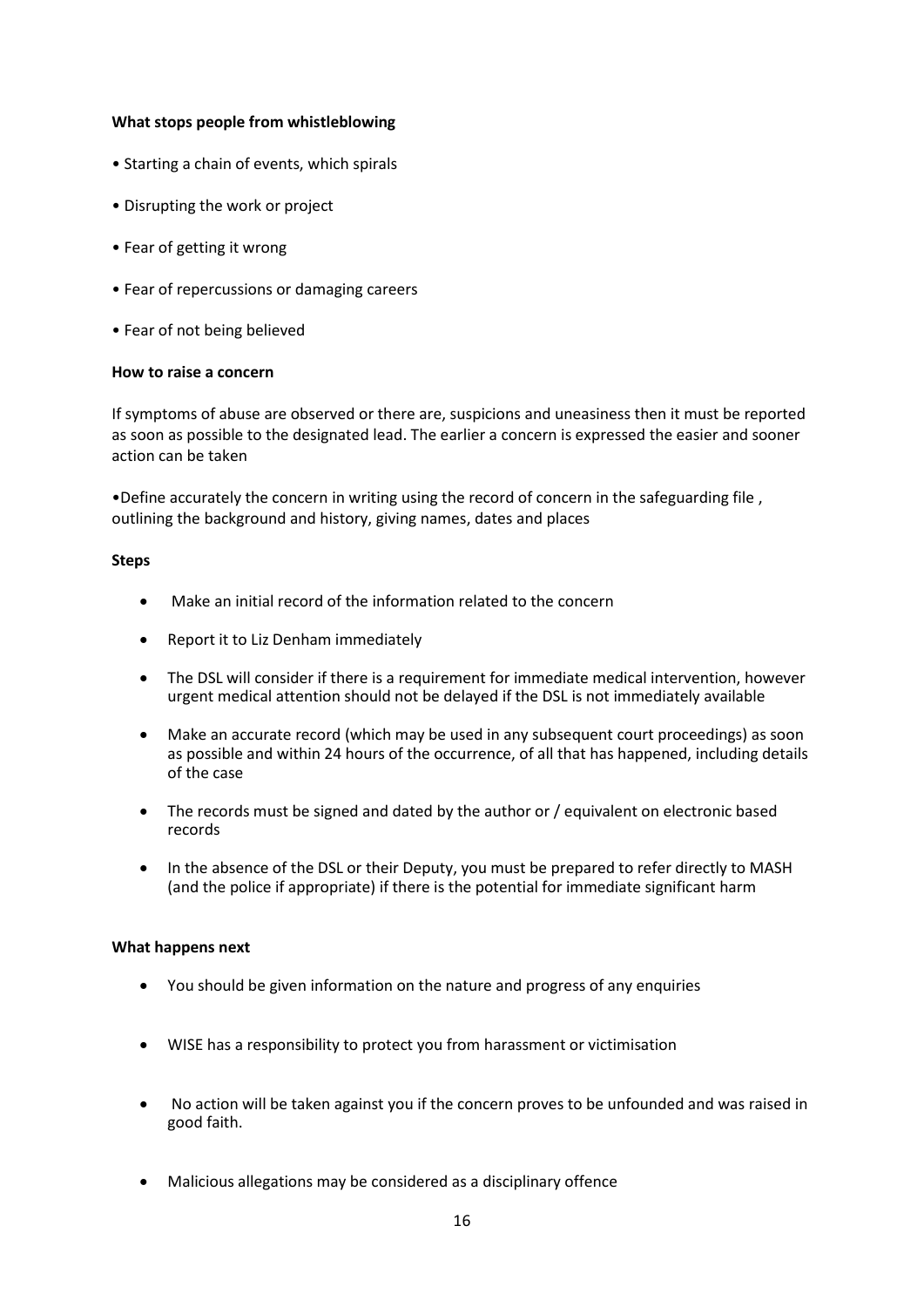**What stops people from whistleblowing**

- Starting a chain of events, which spirals
- Disrupting the work or project
- Fear of getting it wrong
- Fear of repercussions or damaging careers
- Fear of not being believed

**How to raise a concern**

If symptoms of abuse are observed or there are, suspicions and uneasiness then it must be reported as soon as possible to the designated lead. The earlier a concern is expressed the easier and sooner action can be taken

- Define accurately the concern in writing using the record of concern in the safeguarding file , outlining the background and history, giving names, dates and places

**Steps**

- Make an initial record of the information related to the concern
- Report it to Liz Denham immediately
- The DSL will consider if there is a requirement for immediate medical intervention, however urgent medical attention should not be delayed if the DSL is not immediately available
- Make an accurate record (which may be used in any subsequent court proceedings) as soon as possible and within 24 hours of the occurrence, of all that has happened, including details of the case
- The records must be signed and dated by the author or / equivalent on electronic based records
- In the absence of the DSL or their Deputy, you must be prepared to refer directly to MASH (and the police if appropriate) if there is the potential for immediate significant harm

**What happens next**

- You should be given information on the nature and progress of any enquiries
- WISE has a responsibility to protect you from harassment or victimisation
- No action will be taken against you if the concern proves to be unfounded and was raised in good faith.
- Malicious allegations may be considered as a disciplinary offence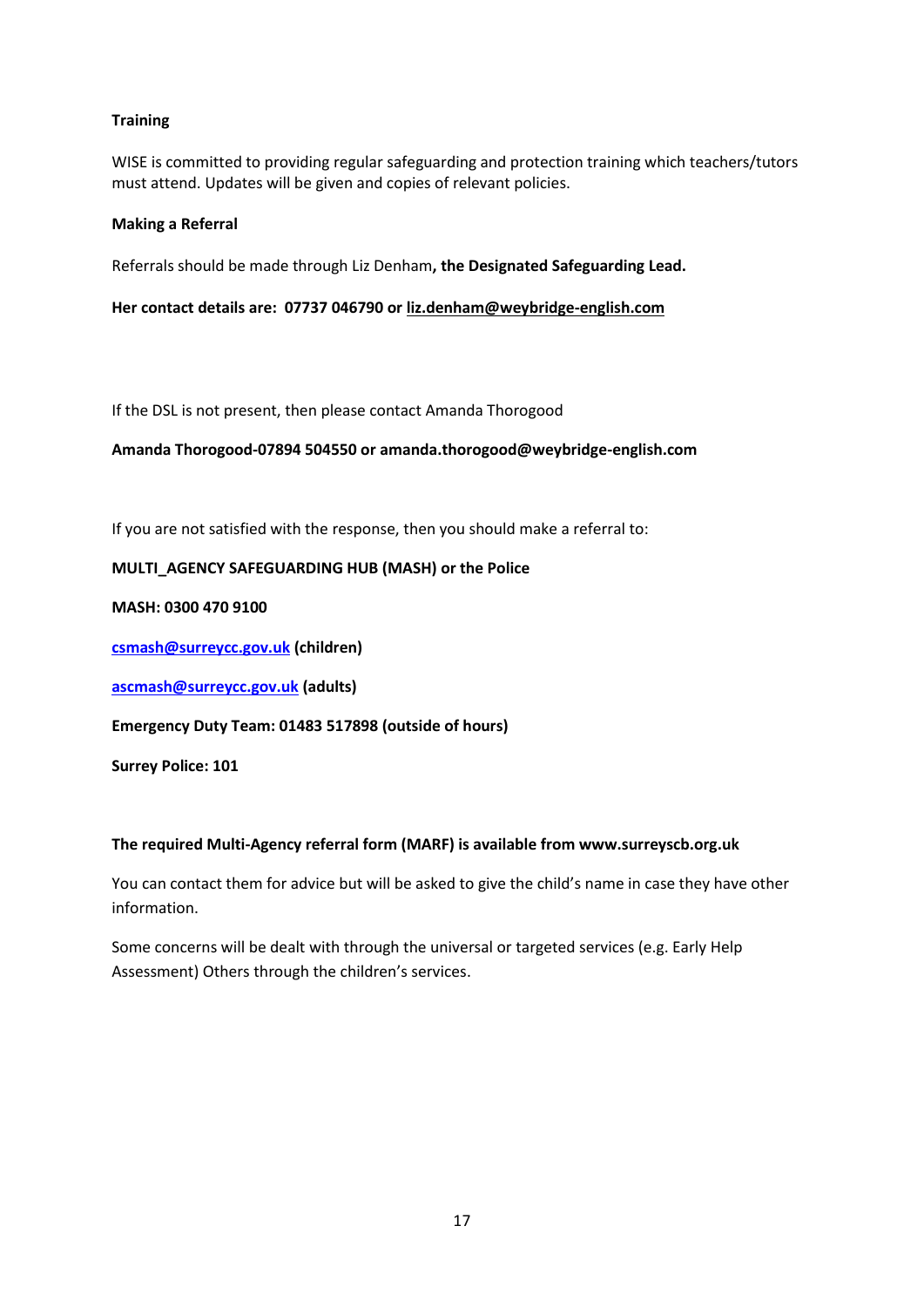**Training**

WISE is committed to providing regular safeguarding and protection training which teachers/tutors must attend. Updates will be given and copies of relevant policies.

**Making a Referral**

Referrals should be made through Liz Denham**, the Designated Safeguarding Lead.**

**Her contact details are: 07737 046790 or liz.denham@weybridge-english.com**

If the DSL is not present, then please contact Amanda Thorogood

**Amanda Thorogood-07894 504550 or amanda.thorogood@weybridge-english.com**

If you are not satisfied with the response, then you should make a referral to:

**MULTI_AGENCY SAFEGUARDING HUB (MASH) or the Police**

**MASH: 0300 470 9100**

**csmash@surreycc.gov.uk (children)**

**ascmash@surreycc.gov.uk (adults)**

**Emergency Duty Team: 01483 517898 (outside of hours)**

**Surrey Police: 101**

**The required Multi-Agency referral form (MARF) is available from www.surreyscb.org.uk**

You can contact them for advice but will be asked to give the child's name in case they have other information.

Some concerns will be dealt with through the universal or targeted services (e.g. Early Help Assessment) Others through the children's services.